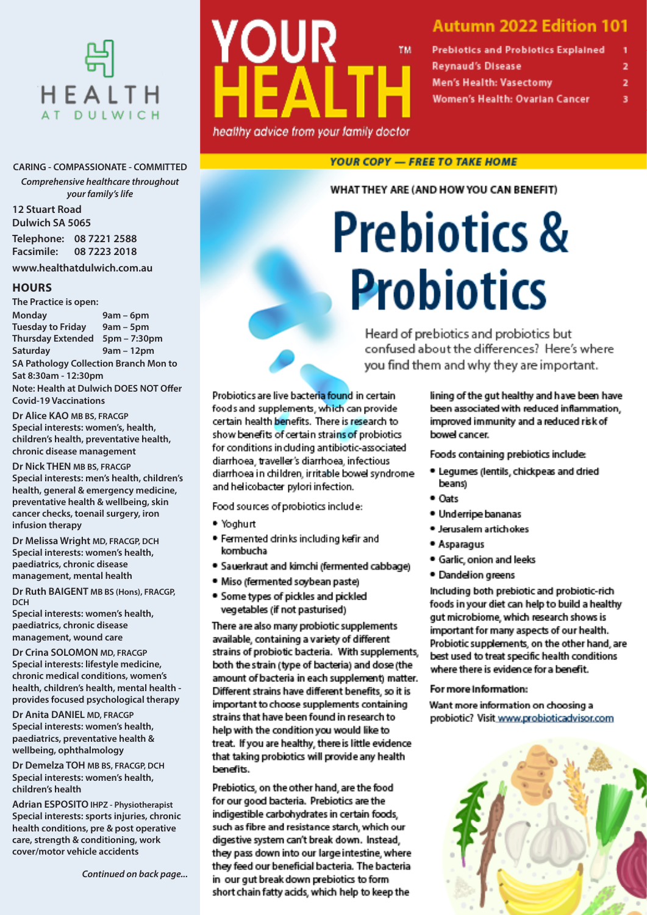# HEALTH AT DULWICH

**CARING - COMPASSIONATE - COMMITTED**

*Comprehensive healthcare throughout your family's life*

12 Stuart Road
Dulwich SA 5065

Telephone: 08 7221 2588
Facsimile: 08 7223 2018

www.healthatdulwich.com.au

## HOURS

The Practice is open:

| | |
|---|---|
| Monday | 9am – 6pm |
| Tuesday to Friday | 9am – 5pm |
| Thursday Extended | 5pm – 7:30pm |
| Saturday | 9am – 12pm |

SA Pathology Collection Branch Mon to Sat 8:30am - 12:30pm

Note: Health at Dulwich DOES NOT Offer Covid-19 Vaccinations

**Dr Alice KAO** MB BS, FRACGP
Special interests: women's, health, children's health, preventative health, chronic disease management

**Dr Nick THEN** MB BS, FRACGP
Special interests: men's health, children's health, general & emergency medicine, preventative health & wellbeing, skin cancer checks, toenail surgery, iron infusion therapy

**Dr Melissa Wright** MD, FRACGP, DCH
Special interests: women's health, paediatrics, chronic disease management, mental health

**Dr Ruth BAIGENT** MB BS (Hons), FRACGP, DCH
Special interests: women's health, paediatrics, chronic disease management, mental health, wound care

**Dr Crina SOLOMON** MD, FRACGP
Special interests: lifestyle medicine, chronic medical conditions, women's health, children's health, mental health - provides focused psychological therapy

**Dr Anita DANIEL** MD, FRACGP
Special interests: women's health, paediatrics, preventative health & wellbeing, ophthalmology

**Dr Demelza TOH** MB BS, FRACGP, DCH
Special interests: women's health, children's health

**Adrian ESPOSITO** IHPZ - Physiotherapist
Special interests: sports injuries, chronic health conditions, pre & post operative care, strength & conditioning, work cover/motor vehicle accidents

*Continued on back page...*

# YOUR HEALTH™

*healthy advice from your family doctor*

## Autumn 2022 Edition 101

| | |
|---|---|
| Prebiotics and Probiotics Explained | 1 |
| Reynaud's Disease | 2 |
| Men's Health: Vasectomy | 2 |
| Women's Health: Ovarian Cancer | 3 |

**YOUR COPY — FREE TO TAKE HOME**

WHAT THEY ARE (AND HOW YOU CAN BENEFIT)

# Prebiotics & Probiotics

Heard of prebiotics and probiotics but confused about the differences? Here's where you find them and why they are important.

Probiotics are live bacteria found in certain foods and supplements, which can provide certain health benefits. There is research to show benefits of certain strains of probiotics for conditions including antibiotic-associated diarrhoea, traveller's diarrhoea, infectious diarrhoea in children, irritable bowel syndrome and helicobacter pylori infection.

Food sources of probiotics include:

- Yoghurt
- Fermented drinks including kefir and kombucha
- Sauerkraut and kimchi (fermented cabbage)
- Miso (fermented soybean paste)
- Some types of pickles and pickled vegetables (if not pasturised)

There are also many probiotic supplements available, containing a variety of different strains of probiotic bacteria. With supplements, both the strain (type of bacteria) and dose (the amount of bacteria in each supplement) matter. Different strains have different benefits, so it is important to choose supplements containing strains that have been found in research to help with the condition you would like to treat. If you are healthy, there is little evidence that taking probiotics will provide any health benefits.

Prebiotics, on the other hand, are the food for our good bacteria. Prebiotics are the indigestible carbohydrates in certain foods, such as fibre and resistance starch, which our digestive system can't break down. Instead, they pass down into our large intestine, where they feed our beneficial bacteria. The bacteria in our gut break down prebiotics to form short chain fatty acids, which help to keep the lining of the gut healthy and have been have been associated with reduced inflammation, improved immunity and a reduced risk of bowel cancer.

Foods containing prebiotics include:

- Legumes (lentils, chickpeas and dried beans)
- Oats
- Underripe bananas
- Jerusalem artichokes
- Asparagus
- Garlic, onion and leeks
- Dandelion greens

Including both prebiotic and probiotic-rich foods in your diet can help to build a healthy gut microbiome, which research shows is important for many aspects of our health. Probiotic supplements, on the other hand, are best used to treat specific health conditions where there is evidence for a benefit.

**For more information:**

Want more information on choosing a probiotic? Visit www.probioticadvisor.com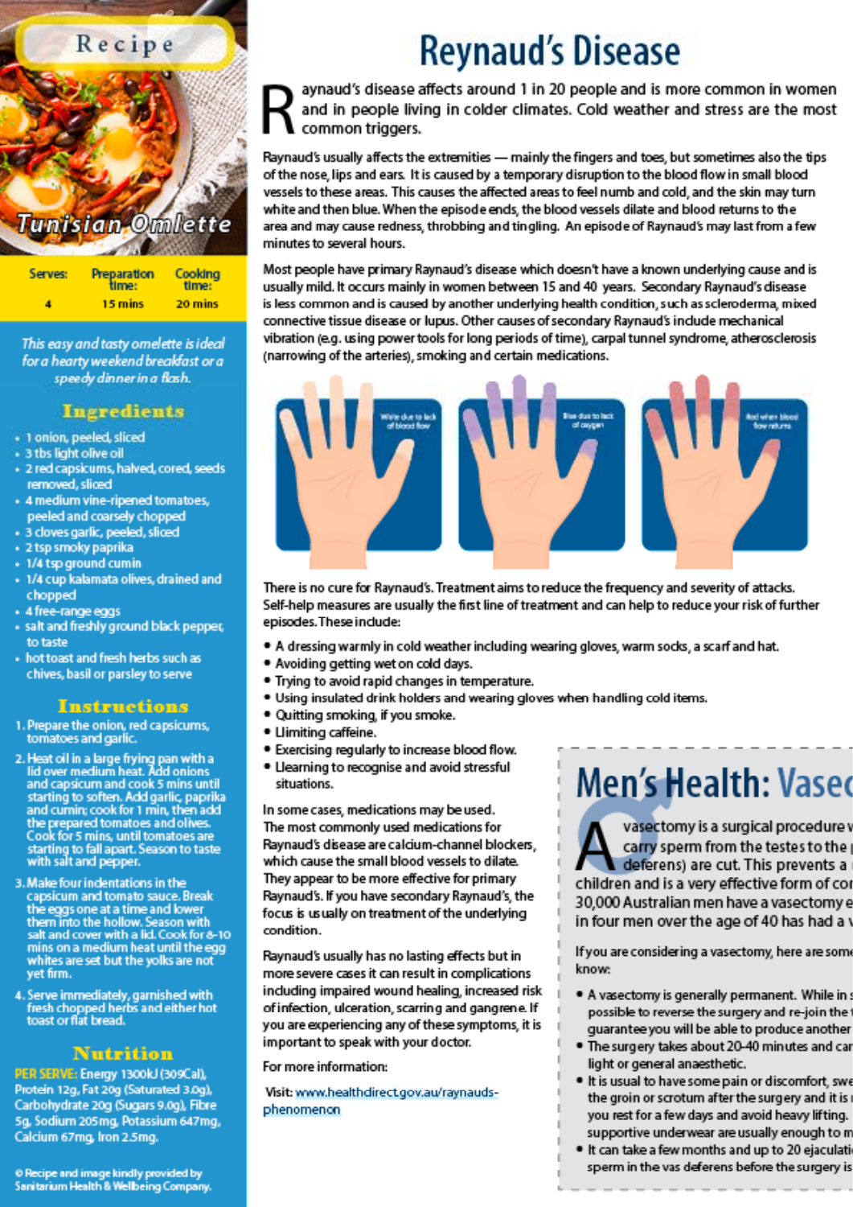# Recipe

## Tunisian Omlette

| Serves: | Preparation time: | Cooking time: |
| --- | --- | --- |
| 4 | 15 mins | 20 mins |

*This easy and tasty omelette is ideal for a hearty weekend breakfast or a speedy dinner in a flash.*

### Ingredients

- 1 onion, peeled, sliced
- 3 tbs light olive oil
- 2 red capsicums, halved, cored, seeds removed, sliced
- 4 medium vine-ripened tomatoes, peeled and coarsely chopped
- 3 cloves garlic, peeled, sliced
- 2 tsp smoky paprika
- 1/4 tsp ground cumin
- 1/4 cup kalamata olives, drained and chopped
- 4 free-range eggs
- salt and freshly ground black pepper, to taste
- hot toast and fresh herbs such as chives, basil or parsley to serve

### Instructions

1. Prepare the onion, red capsicums, tomatoes and garlic.
2. Heat oil in a large frying pan with a lid over medium heat. Add onions and capsicum and cook 5 mins until starting to soften. Add garlic, paprika and cumin; cook for 1 min, then add the prepared tomatoes and olives. Cook for 5 mins, until tomatoes are starting to fall apart. Season to taste with salt and pepper.
3. Make four indentations in the capsicum and tomato sauce. Break the eggs one at a time and lower them into the hollow. Season with salt and pepper and cover with a lid. Cook for 8-10 mins on a medium heat until the egg whites are set but the yolks are not yet firm.
4. Serve immediately, garnished with fresh chopped herbs and either hot toast or flat bread.

### Nutrition

PER SERVE: Energy 1300kJ (309Cal), Protein 12g, Fat 20g (Saturated 3.0g), Carbohydrate 20g (Sugars 9.0g), Fibre 5g, Sodium 205mg, Potassium 647mg, Calcium 67mg, Iron 2.5mg.

© Recipe and image kindly provided by Sanitarium Health & Wellbeing Company.

# Raynaud's Disease

Raynaud's disease affects around 1 in 20 people and is more common in women and in people living in colder climates. Cold weather and stress are the most common triggers.

Raynaud's usually affects the extremities — mainly the fingers and toes, but sometimes also the tips of the nose, lips and ears. It is caused by a temporary disruption to the blood flow in small blood vessels to these areas. This causes the affected areas to feel numb and cold, and the skin may turn white and then blue. When the episode ends, the blood vessels dilate and blood returns to the area and may cause redness, throbbing and tingling. An episode of Raynaud's may last from a few minutes to several hours.

Most people have primary Raynaud's disease which doesn't have a known underlying cause and is usually mild. It occurs mainly in women between 15 and 40 years. Secondary Raynaud's disease is less common and is caused by another underlying health condition, such as scleroderma, mixed connective tissue disease or lupus. Other causes of secondary Raynaud's include mechanical vibration (e.g. using power tools for long periods of time), carpal tunnel syndrome, atherosclerosis (narrowing of the arteries), smoking and certain medications.

White due to lack of blood flow — Blue due to lack of oxygen — Red when blood flow returns

There is no cure for Raynaud's. Treatment aims to reduce the frequency and severity of attacks. Self-help measures are usually the first line of treatment and can help to reduce your risk of further episodes. These include:

- A dressing warmly in cold weather including wearing gloves, warm socks, a scarf and hat.
- Avoiding getting wet on cold days.
- Trying to avoid rapid changes in temperature.
- Using insulated drink holders and wearing gloves when handling cold items.
- Quitting smoking, if you smoke.
- Llimiting caffeine.
- Exercising regularly to increase blood flow.
- Llearning to recognise and avoid stressful situations.

In some cases, medications may be used. The most commonly used medications for Raynaud's disease are calcium-channel blockers, which cause the small blood vessels to dilate. They appear to be more effective for primary Raynaud's. If you have secondary Raynaud's, the focus is usually on treatment of the underlying condition.

Raynaud's usually has no lasting effects but in more severe cases it can result in complications including impaired wound healing, increased risk of infection, ulceration, scarring and gangrene. If you are experiencing any of these symptoms, it is important to speak with your doctor.

For more information:

Visit: www.healthdirect.gov.au/raynauds-phenomenon

# Men's Health: Vasec

A vasectomy is a surgical procedure v carry sperm from the testes to the p deferens) are cut. This prevents a children and is a very effective form of con 30,000 Australian men have a vasectomy e in four men over the age of 40 has had a v

If you are considering a vasectomy, here are some know:

- A vasectomy is generally permanent. While in s possible to reverse the surgery and re-join the guarantee you will be able to produce another
- The surgery takes about 20-40 minutes and can light or general anaesthetic.
- It is usual to have some pain or discomfort, swe the groin or scrotum after the surgery and it is you rest for a few days and avoid heavy lifting. supportive underwear are usually enough to m
- It can take a few months and up to 20 ejaculati sperm in the vas deferens before the surgery is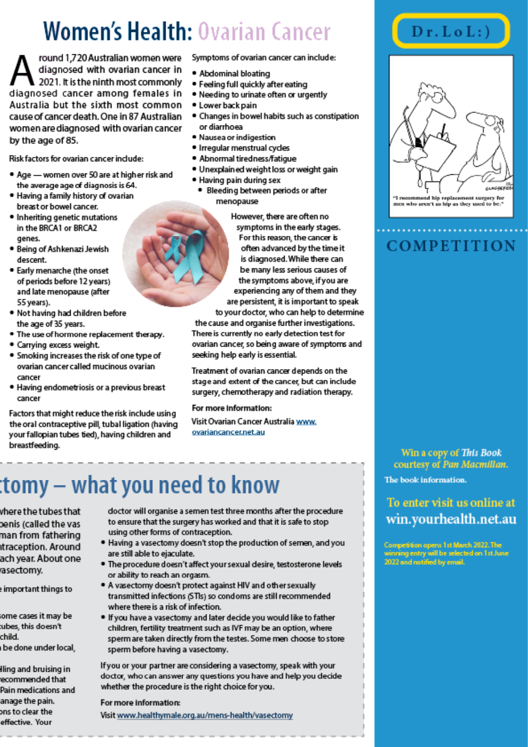# Women's Health: Ovarian Cancer

Around 1,720 Australian women were diagnosed with ovarian cancer in 2021. It is the ninth most commonly diagnosed cancer among females in Australia but the sixth most common cause of cancer death. One in 87 Australian women are diagnosed with ovarian cancer by the age of 85.

Risk factors for ovarian cancer include:

- Age — women over 50 are at higher risk and the average age of diagnosis is 64.
- Having a family history of ovarian breast or bowel cancer.
- Inheriting genetic mutations in the BRCA1 or BRCA2 genes.
- Being of Ashkenazi Jewish descent.
- Early menarche (the onset of periods before 12 years) and late menopause (after 55 years).
- Not having had children before the age of 35 years.
- The use of hormone replacement therapy.
- Carrying excess weight.
- Smoking increases the risk of one type of ovarian cancer called mucinous ovarian cancer
- Having endometriosis or a previous breast cancer

Factors that might reduce the risk include using the oral contraceptive pill, tubal ligation (having your fallopian tubes tied), having children and breastfeeding.

Symptoms of ovarian cancer can include:

- Abdominal bloating
- Feeling full quickly after eating
- Needing to urinate often or urgently
- Lower back pain
- Changes in bowel habits such as constipation or diarrhoea
- Nausea or indigestion
- Irregular menstrual cycles
- Abnormal tiredness/fatigue
- Unexplained weight loss or weight gain
- Having pain during sex
- Bleeding between periods or after menopause

However, there are often no symptoms in the early stages. For this reason, the cancer is often advanced by the time it is diagnosed. While there can be many less serious causes of the symptoms above, if you are experiencing any of them and they are persistent, it is important to speak to your doctor, who can help to determine the cause and organise further investigations. There is currently no early detection test for ovarian cancer, so being aware of symptoms and seeking help early is essential.

Treatment of ovarian cancer depends on the stage and extent of the cancer, but can include surgery, chemotherapy and radiation therapy.

**For more information:**

Visit Ovarian Cancer Australia [www.ovariancancer.net.au](http://www.ovariancancer.net.au)

## ...tomy – what you need to know

...where the tubes that ...enis (called the vas ...man from fathering ...traception. Around ...ach year. About one ...vasectomy.

...e important things to

...ome cases it may be ...ubes, this doesn't ...child.

...be done under local,

...lling and bruising in ...ecommended that ...Pain medications and ...anage the pain. ...ons to clear the ...effective. Your doctor will organise a semen test three months after the procedure to ensure that the surgery has worked and that it is safe to stop using other forms of contraception.

- Having a vasectomy doesn't stop the production of semen, and you are still able to ejaculate.
- The procedure doesn't affect your sexual desire, testosterone levels or ability to reach an orgasm.
- A vasectomy doesn't protect against HIV and other sexually transmitted infections (STIs) so condoms are still recommended where there is a risk of infection.
- If you have a vasectomy and later decide you would like to father children, fertility treatment such as IVF may be an option, where sperm are taken directly from the testes. Some men choose to store sperm before having a vasectomy.

If you or your partner are considering a vasectomy, speak with your doctor, who can answer any questions you have and help you decide whether the procedure is the right choice for you.

**For more information:**

Visit [www.healthymale.org.au/mens-health/vasectomy](http://www.healthymale.org.au/mens-health/vasectomy)

## Dr. LoL :)

"I recommend hip replacement surgery for men who aren't as hip as they used to be."

## COMPETITION

*Win a copy of This Book courtesy of Pan Macmillan.*

**The book information.**

**To enter visit us online at win.yourhealth.net.au**

Competition opens 1st March 2022. The winning entry will be selected on 1st June 2022 and notified by email.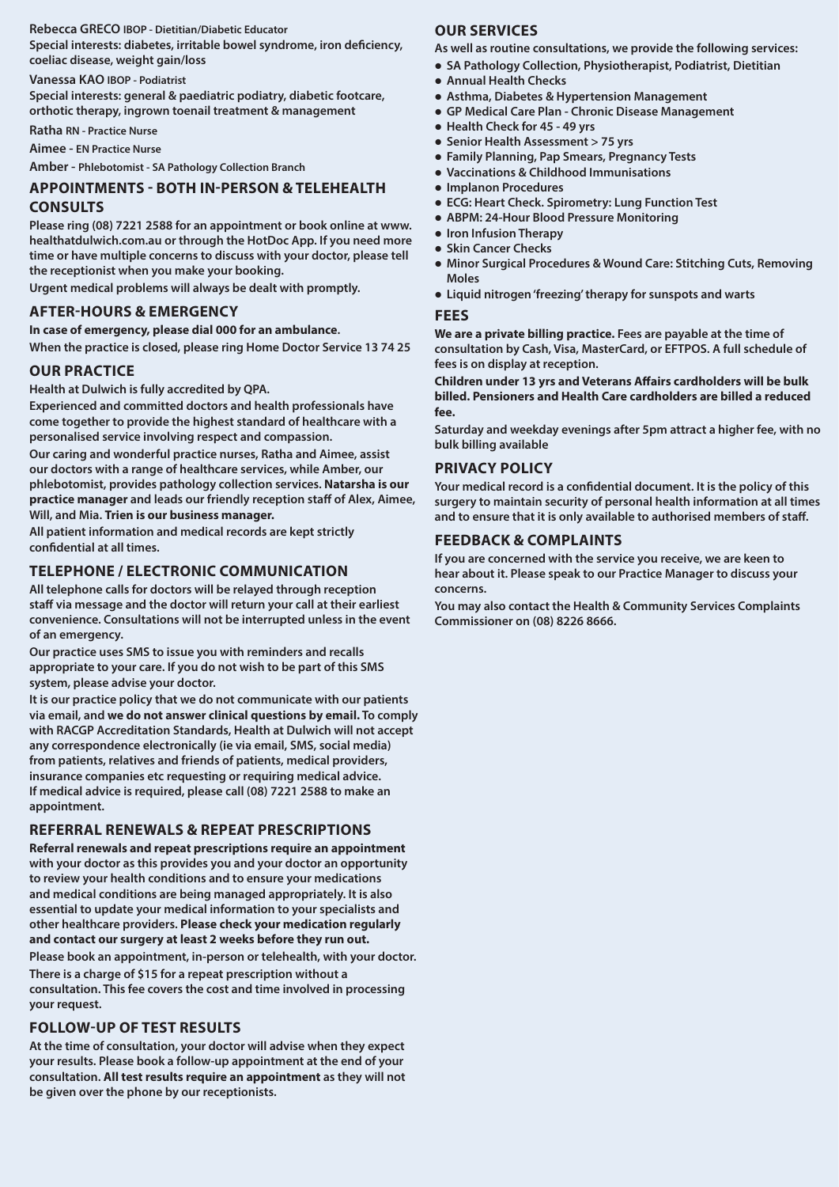**Rebecca GRECO** IBOP - Dietitian/Diabetic Educator

**Special interests: diabetes, irritable bowel syndrome, iron deficiency, coeliac disease, weight gain/loss**

**Vanessa KAO** IBOP - Podiatrist

**Special interests: general & paediatric podiatry, diabetic footcare, orthotic therapy, ingrown toenail treatment & management**

**Ratha** RN - Practice Nurse

**Aimee** - EN Practice Nurse

**Amber** - Phlebotomist - SA Pathology Collection Branch

## APPOINTMENTS - BOTH IN-PERSON & TELEHEALTH CONSULTS

Please ring (08) 7221 2588 for an appointment or book online at www.healthatdulwich.com.au or through the HotDoc App. If you need more time or have multiple concerns to discuss with your doctor, please tell the receptionist when you make your booking.

Urgent medical problems will always be dealt with promptly.

## AFTER-HOURS & EMERGENCY

**In case of emergency, please dial 000 for an ambulance.**

When the practice is closed, please ring Home Doctor Service 13 74 25

## OUR PRACTICE

Health at Dulwich is fully accredited by QPA.

Experienced and committed doctors and health professionals have come together to provide the highest standard of healthcare with a personalised service involving respect and compassion.

Our caring and wonderful practice nurses, Ratha and Aimee, assist our doctors with a range of healthcare services, while Amber, our phlebotomist, provides pathology collection services. **Natarsha is our practice manager** and leads our friendly reception staff of Alex, Aimee, Will, and Mia. **Trien is our business manager.**

All patient information and medical records are kept strictly confidential at all times.

## TELEPHONE / ELECTRONIC COMMUNICATION

All telephone calls for doctors will be relayed through reception staff via message and the doctor will return your call at their earliest convenience. Consultations will not be interrupted unless in the event of an emergency.

Our practice uses SMS to issue you with reminders and recalls appropriate to your care. If you do not wish to be part of this SMS system, please advise your doctor.

It is our practice policy that we do not communicate with our patients via email, and **we do not answer clinical questions by email.** To comply with RACGP Accreditation Standards, Health at Dulwich will not accept any correspondence electronically (ie via email, SMS, social media) from patients, relatives and friends of patients, medical providers, insurance companies etc requesting or requiring medical advice. If medical advice is required, please call (08) 7221 2588 to make an appointment.

## REFERRAL RENEWALS & REPEAT PRESCRIPTIONS

**Referral renewals and repeat prescriptions require an appointment** with your doctor as this provides you and your doctor an opportunity to review your health conditions and to ensure your medications and medical conditions are being managed appropriately. It is also essential to update your medical information to your specialists and other healthcare providers. **Please check your medication regularly and contact our surgery at least 2 weeks before they run out.**

Please book an appointment, in-person or telehealth, with your doctor.

There is a charge of $15 for a repeat prescription without a consultation. This fee covers the cost and time involved in processing your request.

## FOLLOW-UP OF TEST RESULTS

At the time of consultation, your doctor will advise when they expect your results. Please book a follow-up appointment at the end of your consultation. **All test results require an appointment** as they will not be given over the phone by our receptionists.

## OUR SERVICES

As well as routine consultations, we provide the following services:

- SA Pathology Collection, Physiotherapist, Podiatrist, Dietitian
- Annual Health Checks
- Asthma, Diabetes & Hypertension Management
- GP Medical Care Plan - Chronic Disease Management
- Health Check for 45 - 49 yrs
- Senior Health Assessment > 75 yrs
- Family Planning, Pap Smears, Pregnancy Tests
- Vaccinations & Childhood Immunisations
- Implanon Procedures
- ECG: Heart Check. Spirometry: Lung Function Test
- ABPM: 24-Hour Blood Pressure Monitoring
- Iron Infusion Therapy
- Skin Cancer Checks
- Minor Surgical Procedures & Wound Care: Stitching Cuts, Removing Moles
- Liquid nitrogen 'freezing' therapy for sunspots and warts

## FEES

**We are a private billing practice.** Fees are payable at the time of consultation by Cash, Visa, MasterCard, or EFTPOS. A full schedule of fees is on display at reception.

**Children under 13 yrs and Veterans Affairs cardholders will be bulk billed. Pensioners and Health Care cardholders are billed a reduced fee.**

Saturday and weekday evenings after 5pm attract a higher fee, with no bulk billing available

## PRIVACY POLICY

Your medical record is a confidential document. It is the policy of this surgery to maintain security of personal health information at all times and to ensure that it is only available to authorised members of staff.

## FEEDBACK & COMPLAINTS

If you are concerned with the service you receive, we are keen to hear about it. Please speak to our Practice Manager to discuss your concerns.

You may also contact the Health & Community Services Complaints Commissioner on (08) 8226 8666.